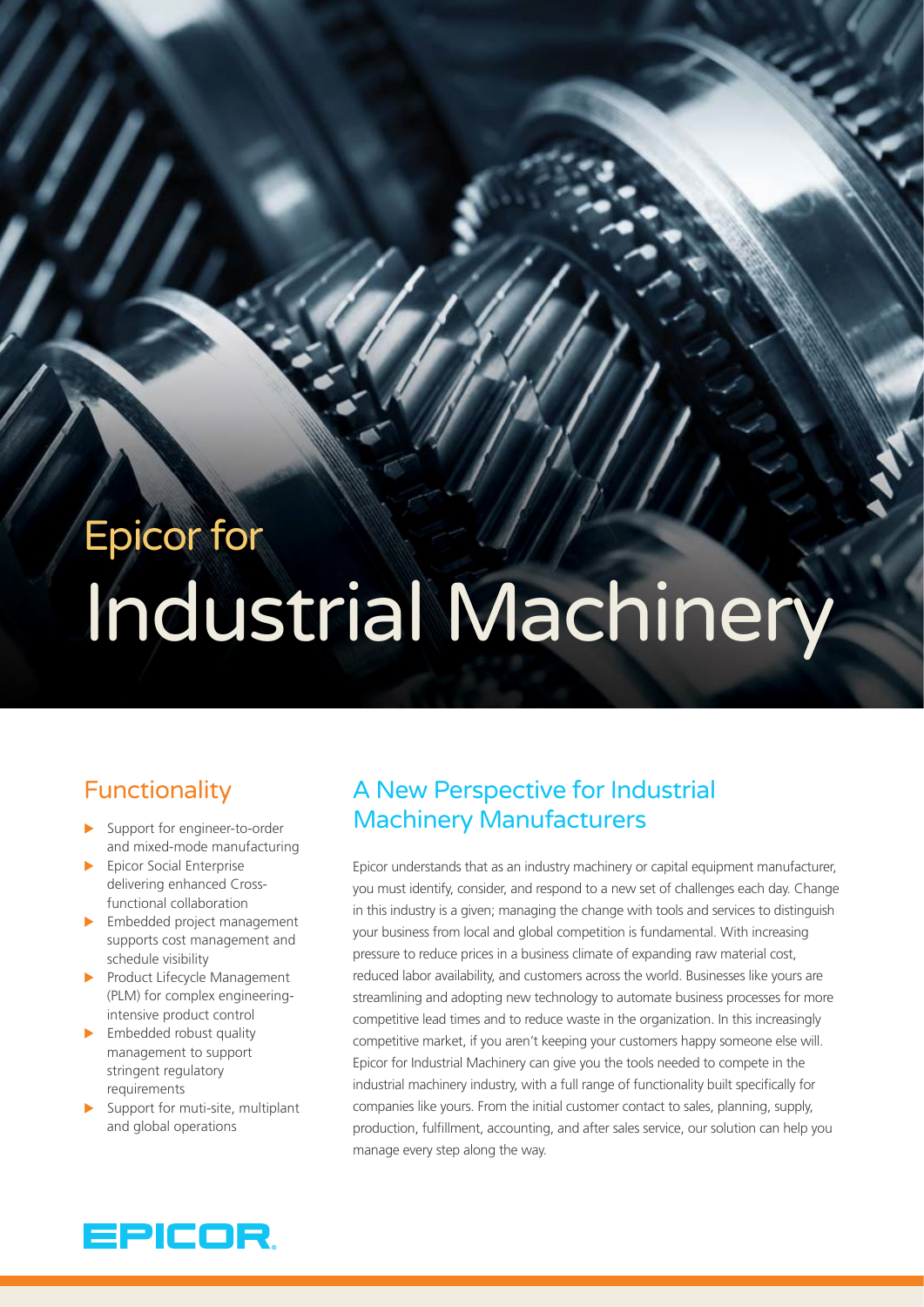Epicor for

# Industrial Machinery

## Functionality

- Support for engineer-to-order and mixed-mode manufacturing
- Epicor Social Enterprise delivering enhanced Cross-functional collaboration
- Embedded project management supports cost management and schedule visibility
- Product Lifecycle Management (PLM) for complex engineering-intensive product control
- Embedded robust quality management to support stringent regulatory requirements
- Support for muti-site, multiplant and global operations

## A New Perspective for Industrial Machinery Manufacturers

Epicor understands that as an industry machinery or capital equipment manufacturer, you must identify, consider, and respond to a new set of challenges each day. Change in this industry is a given; managing the change with tools and services to distinguish your business from local and global competition is fundamental. With increasing pressure to reduce prices in a business climate of expanding raw material cost, reduced labor availability, and customers across the world. Businesses like yours are streamlining and adopting new technology to automate business processes for more competitive lead times and to reduce waste in the organization. In this increasingly competitive market, if you aren't keeping your customers happy someone else will. Epicor for Industrial Machinery can give you the tools needed to compete in the industrial machinery industry, with a full range of functionality built specifically for companies like yours. From the initial customer contact to sales, planning, supply, production, fulfillment, accounting, and after sales service, our solution can help you manage every step along the way.

EPICOR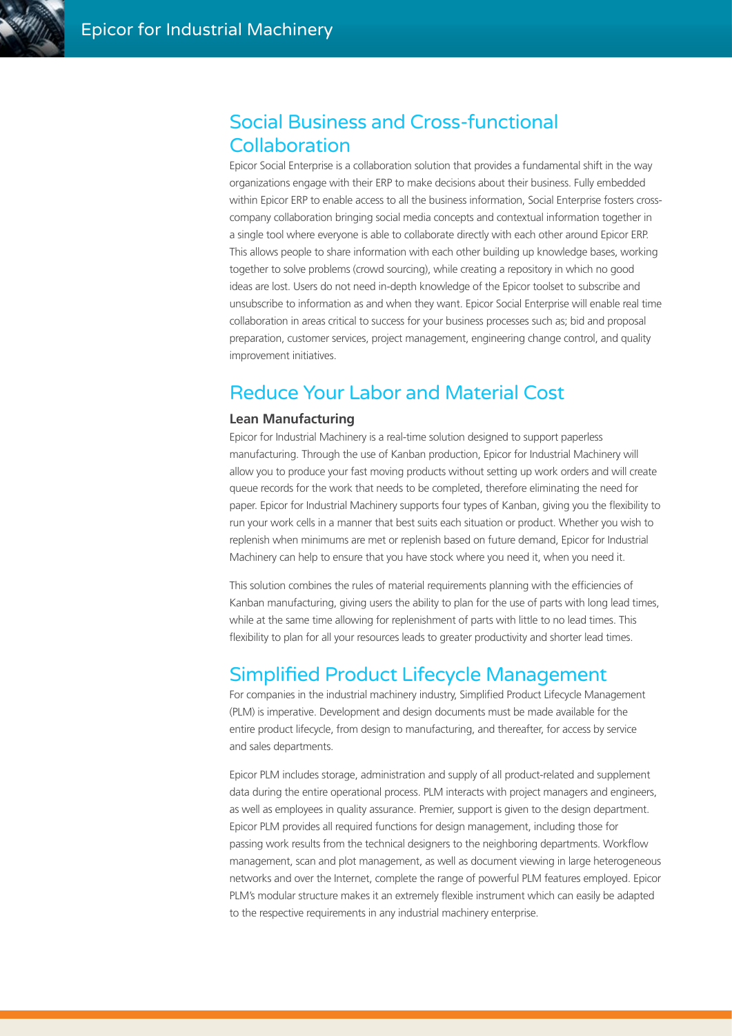## Social Business and Cross-functional Collaboration

Epicor Social Enterprise is a collaboration solution that provides a fundamental shift in the way organizations engage with their ERP to make decisions about their business. Fully embedded within Epicor ERP to enable access to all the business information, Social Enterprise fosters cross-company collaboration bringing social media concepts and contextual information together in a single tool where everyone is able to collaborate directly with each other around Epicor ERP. This allows people to share information with each other building up knowledge bases, working together to solve problems (crowd sourcing), while creating a repository in which no good ideas are lost. Users do not need in-depth knowledge of the Epicor toolset to subscribe and unsubscribe to information as and when they want. Epicor Social Enterprise will enable real time collaboration in areas critical to success for your business processes such as; bid and proposal preparation, customer services, project management, engineering change control, and quality improvement initiatives.

## Reduce Your Labor and Material Cost

**Lean Manufacturing**

Epicor for Industrial Machinery is a real-time solution designed to support paperless manufacturing. Through the use of Kanban production, Epicor for Industrial Machinery will allow you to produce your fast moving products without setting up work orders and will create queue records for the work that needs to be completed, therefore eliminating the need for paper. Epicor for Industrial Machinery supports four types of Kanban, giving you the flexibility to run your work cells in a manner that best suits each situation or product. Whether you wish to replenish when minimums are met or replenish based on future demand, Epicor for Industrial Machinery can help to ensure that you have stock where you need it, when you need it.

This solution combines the rules of material requirements planning with the efficiencies of Kanban manufacturing, giving users the ability to plan for the use of parts with long lead times, while at the same time allowing for replenishment of parts with little to no lead times. This flexibility to plan for all your resources leads to greater productivity and shorter lead times.

## Simplified Product Lifecycle Management

For companies in the industrial machinery industry, Simplified Product Lifecycle Management (PLM) is imperative. Development and design documents must be made available for the entire product lifecycle, from design to manufacturing, and thereafter, for access by service and sales departments.

Epicor PLM includes storage, administration and supply of all product-related and supplement data during the entire operational process. PLM interacts with project managers and engineers, as well as employees in quality assurance. Premier, support is given to the design department. Epicor PLM provides all required functions for design management, including those for passing work results from the technical designers to the neighboring departments. Workflow management, scan and plot management, as well as document viewing in large heterogeneous networks and over the Internet, complete the range of powerful PLM features employed. Epicor PLM's modular structure makes it an extremely flexible instrument which can easily be adapted to the respective requirements in any industrial machinery enterprise.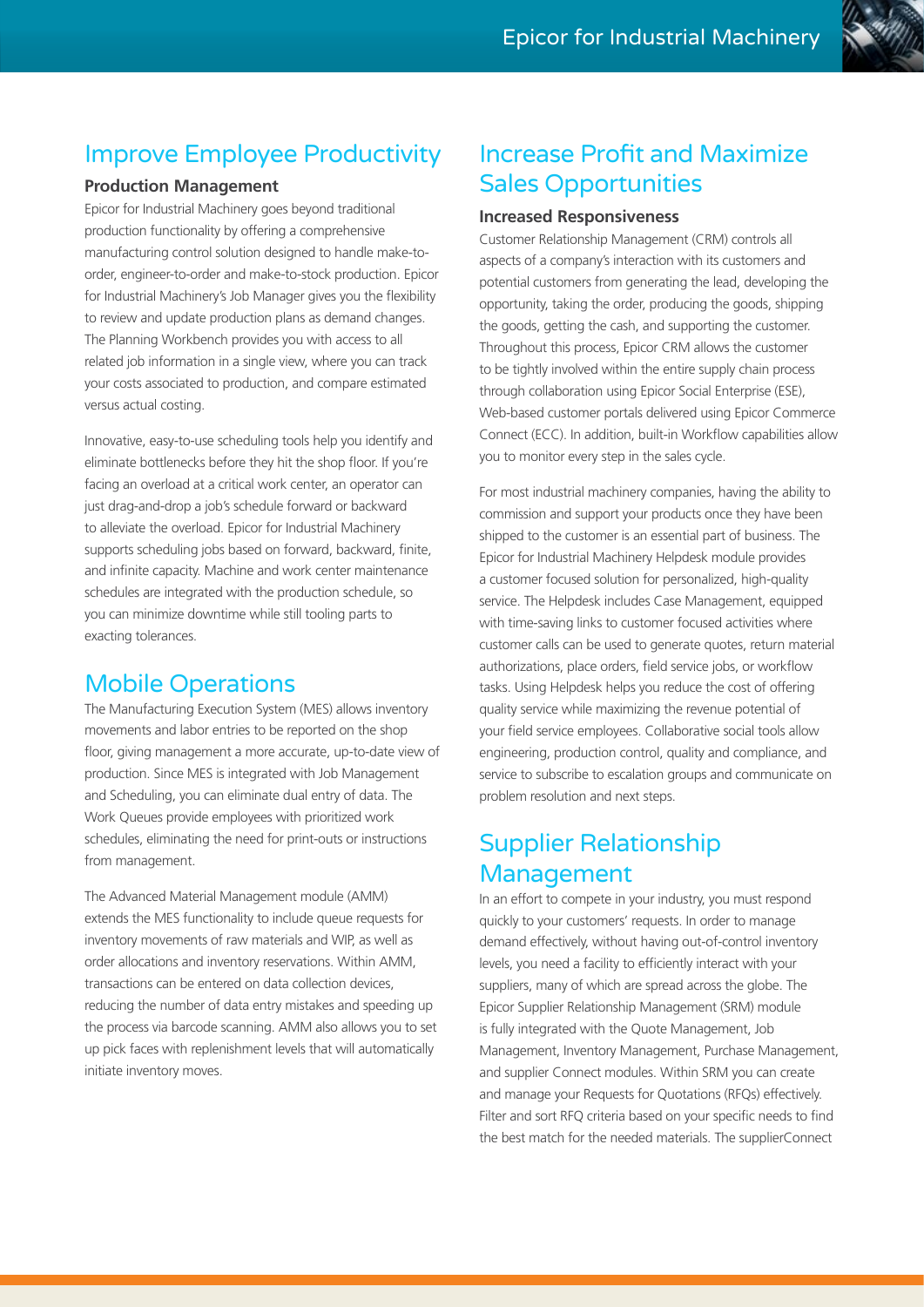## Improve Employee Productivity

### Production Management

Epicor for Industrial Machinery goes beyond traditional production functionality by offering a comprehensive manufacturing control solution designed to handle make-to-order, engineer-to-order and make-to-stock production. Epicor for Industrial Machinery's Job Manager gives you the flexibility to review and update production plans as demand changes. The Planning Workbench provides you with access to all related job information in a single view, where you can track your costs associated to production, and compare estimated versus actual costing.

Innovative, easy-to-use scheduling tools help you identify and eliminate bottlenecks before they hit the shop floor. If you're facing an overload at a critical work center, an operator can just drag-and-drop a job's schedule forward or backward to alleviate the overload. Epicor for Industrial Machinery supports scheduling jobs based on forward, backward, finite, and infinite capacity. Machine and work center maintenance schedules are integrated with the production schedule, so you can minimize downtime while still tooling parts to exacting tolerances.

## Mobile Operations

The Manufacturing Execution System (MES) allows inventory movements and labor entries to be reported on the shop floor, giving management a more accurate, up-to-date view of production. Since MES is integrated with Job Management and Scheduling, you can eliminate dual entry of data. The Work Queues provide employees with prioritized work schedules, eliminating the need for print-outs or instructions from management.

The Advanced Material Management module (AMM) extends the MES functionality to include queue requests for inventory movements of raw materials and WIP, as well as order allocations and inventory reservations. Within AMM, transactions can be entered on data collection devices, reducing the number of data entry mistakes and speeding up the process via barcode scanning. AMM also allows you to set up pick faces with replenishment levels that will automatically initiate inventory moves.

## Increase Profit and Maximize Sales Opportunities

### Increased Responsiveness

Customer Relationship Management (CRM) controls all aspects of a company's interaction with its customers and potential customers from generating the lead, developing the opportunity, taking the order, producing the goods, shipping the goods, getting the cash, and supporting the customer. Throughout this process, Epicor CRM allows the customer to be tightly involved within the entire supply chain process through collaboration using Epicor Social Enterprise (ESE), Web-based customer portals delivered using Epicor Commerce Connect (ECC). In addition, built-in Workflow capabilities allow you to monitor every step in the sales cycle.

For most industrial machinery companies, having the ability to commission and support your products once they have been shipped to the customer is an essential part of business. The Epicor for Industrial Machinery Helpdesk module provides a customer focused solution for personalized, high-quality service. The Helpdesk includes Case Management, equipped with time-saving links to customer focused activities where customer calls can be used to generate quotes, return material authorizations, place orders, field service jobs, or workflow tasks. Using Helpdesk helps you reduce the cost of offering quality service while maximizing the revenue potential of your field service employees. Collaborative social tools allow engineering, production control, quality and compliance, and service to subscribe to escalation groups and communicate on problem resolution and next steps.

## Supplier Relationship Management

In an effort to compete in your industry, you must respond quickly to your customers' requests. In order to manage demand effectively, without having out-of-control inventory levels, you need a facility to efficiently interact with your suppliers, many of which are spread across the globe. The Epicor Supplier Relationship Management (SRM) module is fully integrated with the Quote Management, Job Management, Inventory Management, Purchase Management, and supplier Connect modules. Within SRM you can create and manage your Requests for Quotations (RFQs) effectively. Filter and sort RFQ criteria based on your specific needs to find the best match for the needed materials. The supplierConnect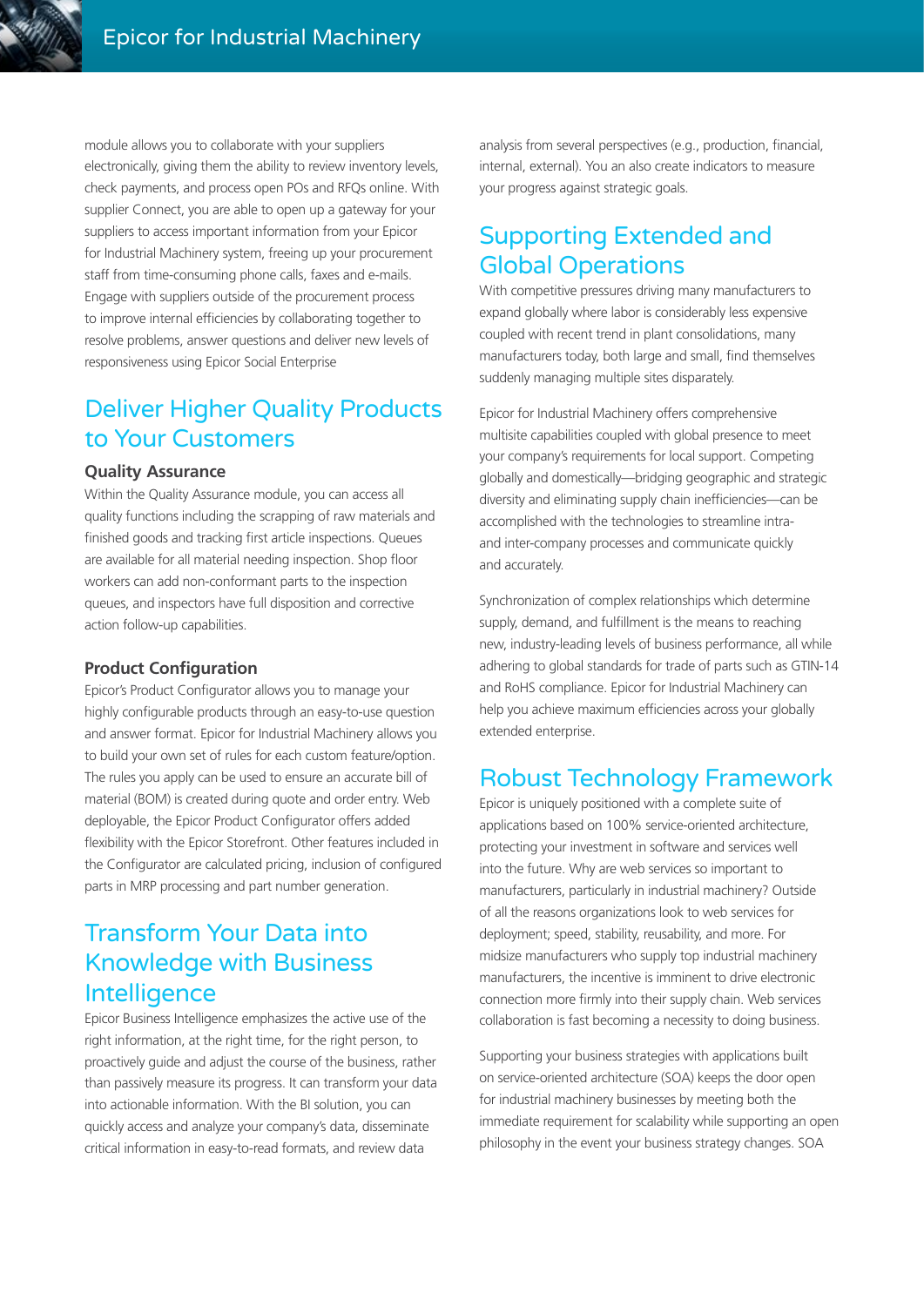module allows you to collaborate with your suppliers electronically, giving them the ability to review inventory levels, check payments, and process open POs and RFQs online. With supplier Connect, you are able to open up a gateway for your suppliers to access important information from your Epicor for Industrial Machinery system, freeing up your procurement staff from time-consuming phone calls, faxes and e-mails. Engage with suppliers outside of the procurement process to improve internal efficiencies by collaborating together to resolve problems, answer questions and deliver new levels of responsiveness using Epicor Social Enterprise

## Deliver Higher Quality Products to Your Customers

### Quality Assurance

Within the Quality Assurance module, you can access all quality functions including the scrapping of raw materials and finished goods and tracking first article inspections. Queues are available for all material needing inspection. Shop floor workers can add non-conformant parts to the inspection queues, and inspectors have full disposition and corrective action follow-up capabilities.

### Product Configuration

Epicor's Product Configurator allows you to manage your highly configurable products through an easy-to-use question and answer format. Epicor for Industrial Machinery allows you to build your own set of rules for each custom feature/option. The rules you apply can be used to ensure an accurate bill of material (BOM) is created during quote and order entry. Web deployable, the Epicor Product Configurator offers added flexibility with the Epicor Storefront. Other features included in the Configurator are calculated pricing, inclusion of configured parts in MRP processing and part number generation.

## Transform Your Data into Knowledge with Business Intelligence

Epicor Business Intelligence emphasizes the active use of the right information, at the right time, for the right person, to proactively guide and adjust the course of the business, rather than passively measure its progress. It can transform your data into actionable information. With the BI solution, you can quickly access and analyze your company's data, disseminate critical information in easy-to-read formats, and review data analysis from several perspectives (e.g., production, financial, internal, external). You an also create indicators to measure your progress against strategic goals.

## Supporting Extended and Global Operations

With competitive pressures driving many manufacturers to expand globally where labor is considerably less expensive coupled with recent trend in plant consolidations, many manufacturers today, both large and small, find themselves suddenly managing multiple sites disparately.

Epicor for Industrial Machinery offers comprehensive multisite capabilities coupled with global presence to meet your company's requirements for local support. Competing globally and domestically—bridging geographic and strategic diversity and eliminating supply chain inefficiencies—can be accomplished with the technologies to streamline intra- and inter-company processes and communicate quickly and accurately.

Synchronization of complex relationships which determine supply, demand, and fulfillment is the means to reaching new, industry-leading levels of business performance, all while adhering to global standards for trade of parts such as GTIN-14 and RoHS compliance. Epicor for Industrial Machinery can help you achieve maximum efficiencies across your globally extended enterprise.

## Robust Technology Framework

Epicor is uniquely positioned with a complete suite of applications based on 100% service-oriented architecture, protecting your investment in software and services well into the future. Why are web services so important to manufacturers, particularly in industrial machinery? Outside of all the reasons organizations look to web services for deployment; speed, stability, reusability, and more. For midsize manufacturers who supply top industrial machinery manufacturers, the incentive is imminent to drive electronic connection more firmly into their supply chain. Web services collaboration is fast becoming a necessity to doing business.

Supporting your business strategies with applications built on service-oriented architecture (SOA) keeps the door open for industrial machinery businesses by meeting both the immediate requirement for scalability while supporting an open philosophy in the event your business strategy changes. SOA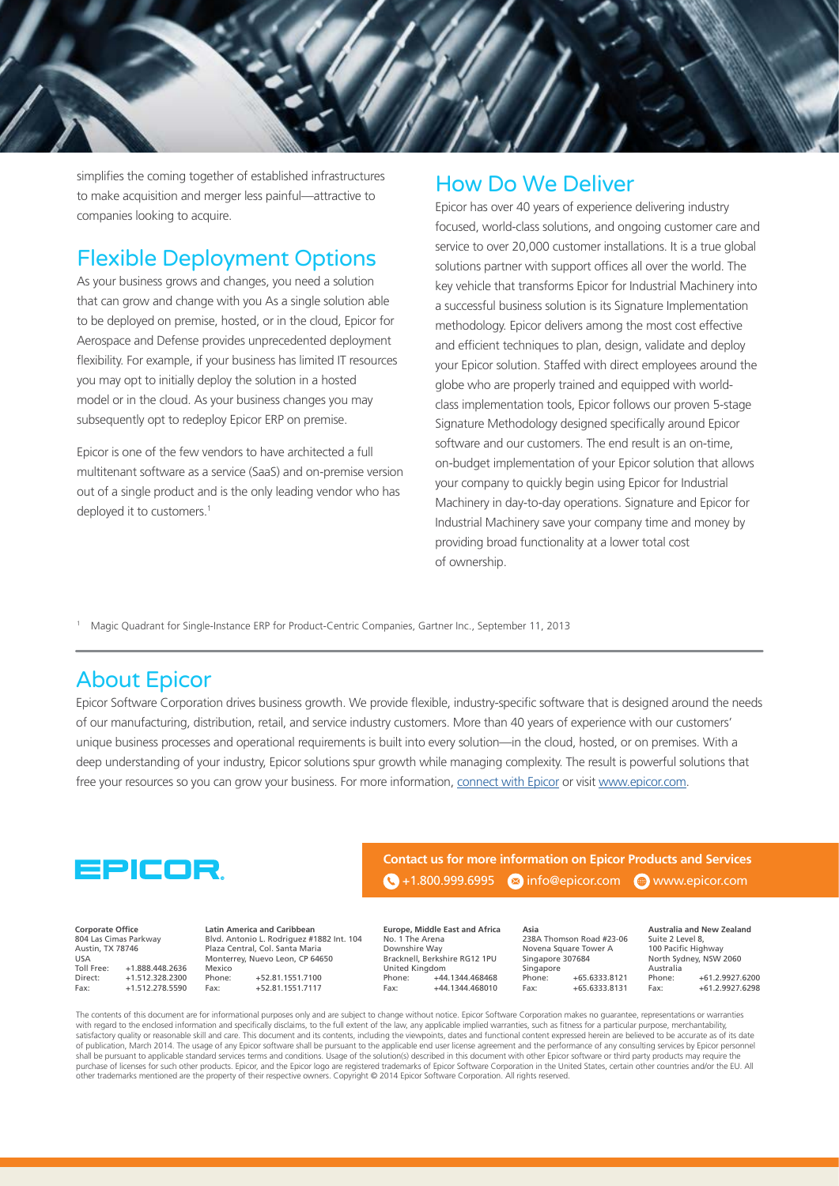simplifies the coming together of established infrastructures to make acquisition and merger less painful—attractive to companies looking to acquire.

## Flexible Deployment Options

As your business grows and changes, you need a solution that can grow and change with you As a single solution able to be deployed on premise, hosted, or in the cloud, Epicor for Aerospace and Defense provides unprecedented deployment flexibility. For example, if your business has limited IT resources you may opt to initially deploy the solution in a hosted model or in the cloud. As your business changes you may subsequently opt to redeploy Epicor ERP on premise.

Epicor is one of the few vendors to have architected a full multitenant software as a service (SaaS) and on-premise version out of a single product and is the only leading vendor who has deployed it to customers.[1]

## How Do We Deliver

Epicor has over 40 years of experience delivering industry focused, world-class solutions, and ongoing customer care and service to over 20,000 customer installations. It is a true global solutions partner with support offices all over the world. The key vehicle that transforms Epicor for Industrial Machinery into a successful business solution is its Signature Implementation methodology. Epicor delivers among the most cost effective and efficient techniques to plan, design, validate and deploy your Epicor solution. Staffed with direct employees around the globe who are properly trained and equipped with world-class implementation tools, Epicor follows our proven 5-stage Signature Methodology designed specifically around Epicor software and our customers. The end result is an on-time, on-budget implementation of your Epicor solution that allows your company to quickly begin using Epicor for Industrial Machinery in day-to-day operations. Signature and Epicor for Industrial Machinery save your company time and money by providing broad functionality at a lower total cost of ownership.

[1] Magic Quadrant for Single-Instance ERP for Product-Centric Companies, Gartner Inc., September 11, 2013

## About Epicor

Epicor Software Corporation drives business growth. We provide flexible, industry-specific software that is designed around the needs of our manufacturing, distribution, retail, and service industry customers. More than 40 years of experience with our customers' unique business processes and operational requirements is built into every solution—in the cloud, hosted, or on premises. With a deep understanding of your industry, Epicor solutions spur growth while managing complexity. The result is powerful solutions that free your resources so you can grow your business. For more information, connect with Epicor or visit www.epicor.com.

EPICOR

**Contact us for more information on Epicor Products and Services**

+1.800.999.6995 info@epicor.com www.epicor.com

**Corporate Office**
804 Las Cimas Parkway
Austin, TX 78746
USA
Toll Free: +1.888.448.2636
Direct: +1.512.328.2300
Fax: +1.512.278.5590

**Latin America and Caribbean**
Blvd. Antonio L. Rodriguez #1882 Int. 104
Plaza Central, Col. Santa Maria
Monterrey, Nuevo Leon, CP 64650
Mexico
Phone: +52.81.1551.7100
Fax: +52.81.1551.7117

**Europe, Middle East and Africa**
No. 1 The Arena
Downshire Way
Bracknell, Berkshire RG12 1PU
United Kingdom
Phone: +44.1344.468468
Fax: +44.1344.468010

**Asia**
238A Thomson Road #23-06
Novena Square Tower A
Singapore 307684
Singapore
Phone: +65.6333.8121
Fax: +65.6333.8131

**Australia and New Zealand**
Suite 2 Level 8,
100 Pacific Highway
North Sydney, NSW 2060
Australia
Phone: +61.2.9927.6200
Fax: +61.2.9927.6298

The contents of this document are for informational purposes only and are subject to change without notice. Epicor Software Corporation makes no guarantee, representations or warranties with regard to the enclosed information and specifically disclaims, to the full extent of the law, any applicable implied warranties, such as fitness for a particular purpose, merchantability, satisfactory quality or reasonable skill and care. This document and its contents, including the viewpoints, dates and functional content expressed herein are believed to be accurate as of its date of publication, March 2014. The usage of any Epicor software shall be pursuant to the applicable end user license agreement and the performance of any consulting services by Epicor personnel shall be pursuant to applicable standard services terms and conditions. Usage of the solution(s) described in this document with other Epicor software or third party products may require the purchase of licenses for such other products. Epicor, and the Epicor logo are registered trademarks of Epicor Software Corporation in the United States, certain other countries and/or the EU. All other trademarks mentioned are the property of their respective owners. Copyright © 2014 Epicor Software Corporation. All rights reserved.